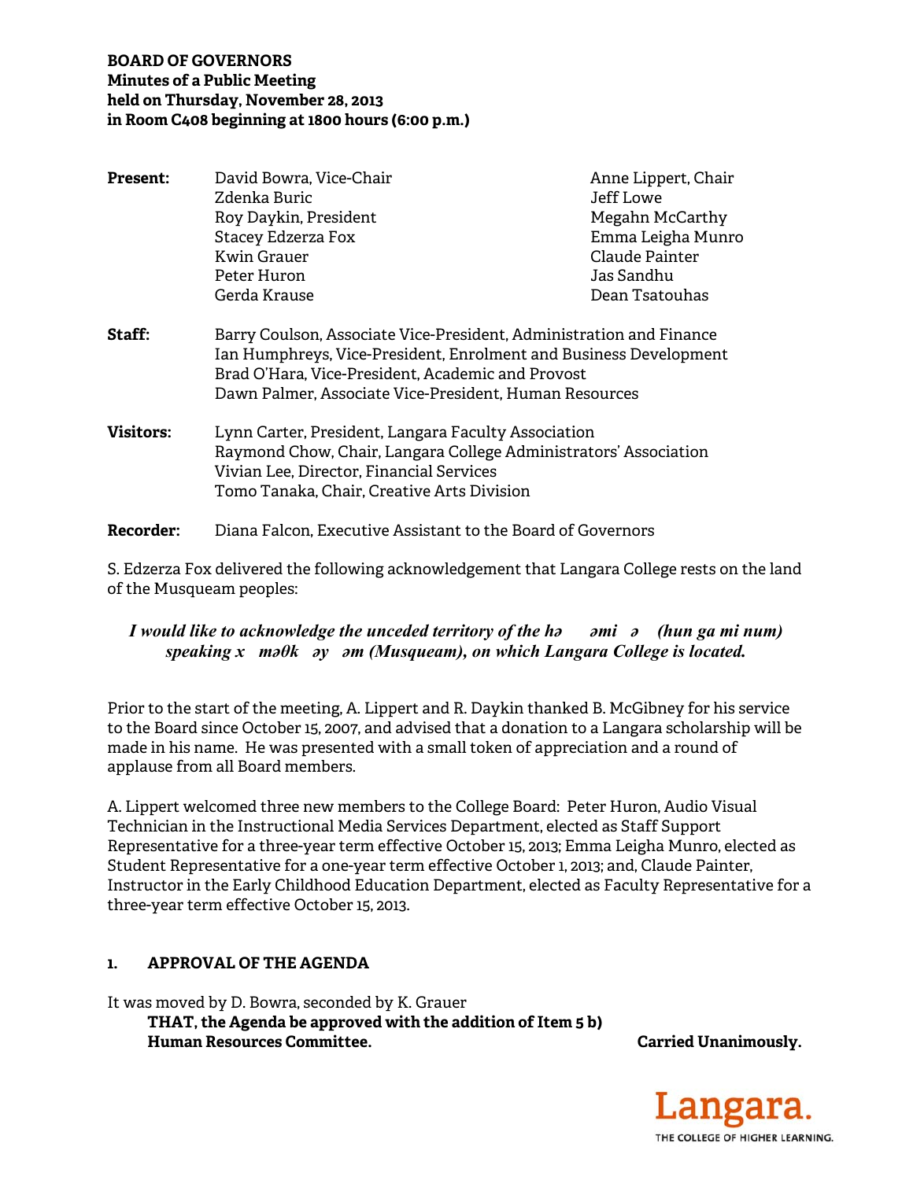**BOARD OF GOVERNORS**
**Minutes of a Public Meeting**
**held on Thursday, November 28, 2013**
**in Room C408 beginning at 1800 hours (6:00 p.m.)**

**Present:**
David Bowra, Vice-Chair
Zdenka Buric
Roy Daykin, President
Stacey Edzerza Fox
Kwin Grauer
Peter Huron
Gerda Krause
Anne Lippert, Chair
Jeff Lowe
Megahn McCarthy
Emma Leigha Munro
Claude Painter
Jas Sandhu
Dean Tsatouhas

**Staff:**
Barry Coulson, Associate Vice-President, Administration and Finance
Ian Humphreys, Vice-President, Enrolment and Business Development
Brad O'Hara, Vice-President, Academic and Provost
Dawn Palmer, Associate Vice-President, Human Resources

**Visitors:**
Lynn Carter, President, Langara Faculty Association
Raymond Chow, Chair, Langara College Administrators' Association
Vivian Lee, Director, Financial Services
Tomo Tanaka, Chair, Creative Arts Division

**Recorder:** Diana Falcon, Executive Assistant to the Board of Governors

S. Edzerza Fox delivered the following acknowledgement that Langara College rests on the land of the Musqueam peoples:

***I would like to acknowledge the unceded territory of the hə əmi ə (hun ga mi num) speaking x məθk əy əm (Musqueam), on which Langara College is located.***

Prior to the start of the meeting, A. Lippert and R. Daykin thanked B. McGibney for his service to the Board since October 15, 2007, and advised that a donation to a Langara scholarship will be made in his name. He was presented with a small token of appreciation and a round of applause from all Board members.

A. Lippert welcomed three new members to the College Board: Peter Huron, Audio Visual Technician in the Instructional Media Services Department, elected as Staff Support Representative for a three-year term effective October 15, 2013; Emma Leigha Munro, elected as Student Representative for a one-year term effective October 1, 2013; and, Claude Painter, Instructor in the Early Childhood Education Department, elected as Faculty Representative for a three-year term effective October 15, 2013.

## 1. APPROVAL OF THE AGENDA

It was moved by D. Bowra, seconded by K. Grauer

**THAT, the Agenda be approved with the addition of Item 5 b) Human Resources Committee.** **Carried Unanimously.**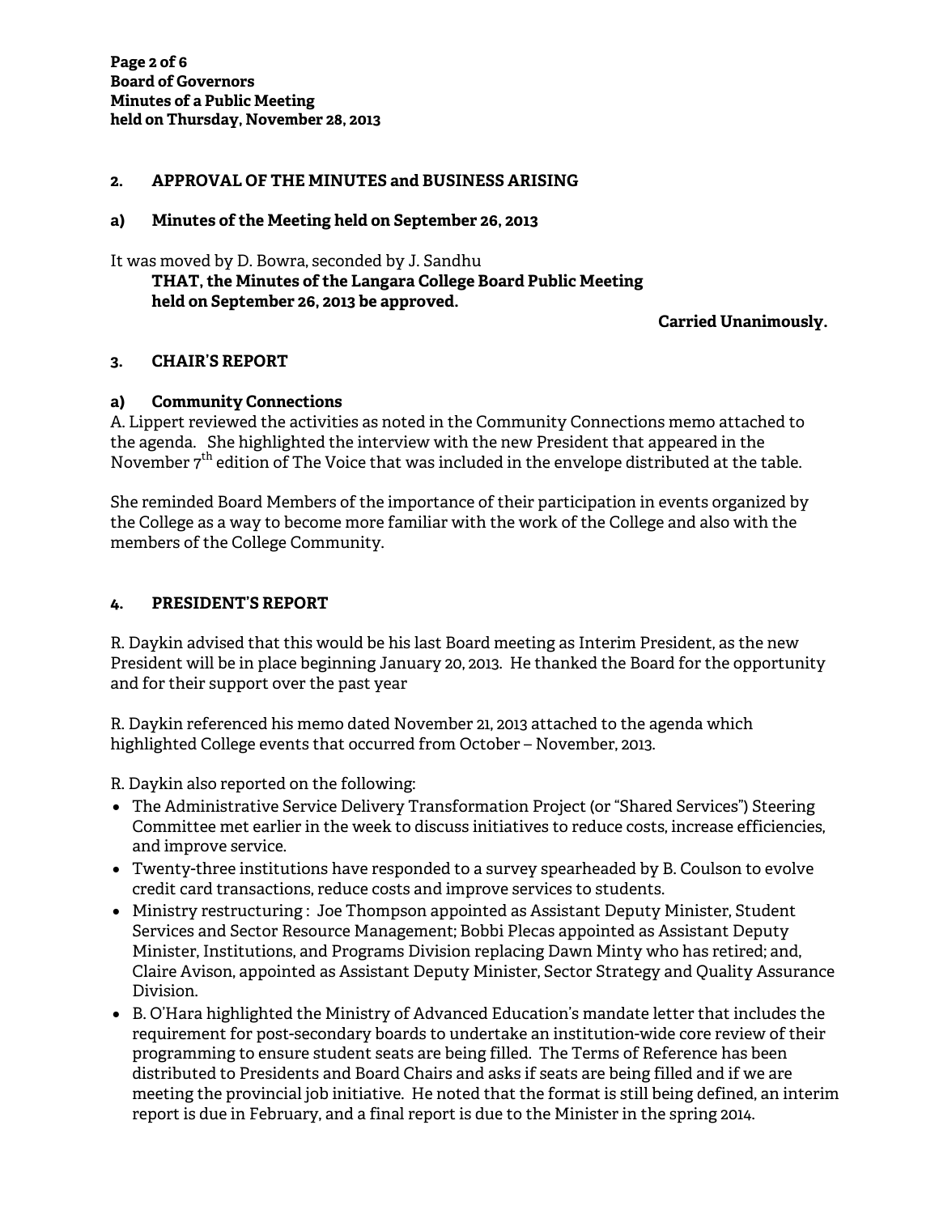## 2. APPROVAL OF THE MINUTES and BUSINESS ARISING

### a) Minutes of the Meeting held on September 26, 2013

It was moved by D. Bowra, seconded by J. Sandhu

**THAT, the Minutes of the Langara College Board Public Meeting held on September 26, 2013 be approved.**

**Carried Unanimously.**

## 3. CHAIR'S REPORT

### a) Community Connections

A. Lippert reviewed the activities as noted in the Community Connections memo attached to the agenda. She highlighted the interview with the new President that appeared in the November 7th edition of The Voice that was included in the envelope distributed at the table.

She reminded Board Members of the importance of their participation in events organized by the College as a way to become more familiar with the work of the College and also with the members of the College Community.

## 4. PRESIDENT'S REPORT

R. Daykin advised that this would be his last Board meeting as Interim President, as the new President will be in place beginning January 20, 2013. He thanked the Board for the opportunity and for their support over the past year

R. Daykin referenced his memo dated November 21, 2013 attached to the agenda which highlighted College events that occurred from October – November, 2013.

R. Daykin also reported on the following:

- The Administrative Service Delivery Transformation Project (or "Shared Services") Steering Committee met earlier in the week to discuss initiatives to reduce costs, increase efficiencies, and improve service.
- Twenty-three institutions have responded to a survey spearheaded by B. Coulson to evolve credit card transactions, reduce costs and improve services to students.
- Ministry restructuring : Joe Thompson appointed as Assistant Deputy Minister, Student Services and Sector Resource Management; Bobbi Plecas appointed as Assistant Deputy Minister, Institutions, and Programs Division replacing Dawn Minty who has retired; and, Claire Avison, appointed as Assistant Deputy Minister, Sector Strategy and Quality Assurance Division.
- B. O'Hara highlighted the Ministry of Advanced Education's mandate letter that includes the requirement for post-secondary boards to undertake an institution-wide core review of their programming to ensure student seats are being filled. The Terms of Reference has been distributed to Presidents and Board Chairs and asks if seats are being filled and if we are meeting the provincial job initiative. He noted that the format is still being defined, an interim report is due in February, and a final report is due to the Minister in the spring 2014.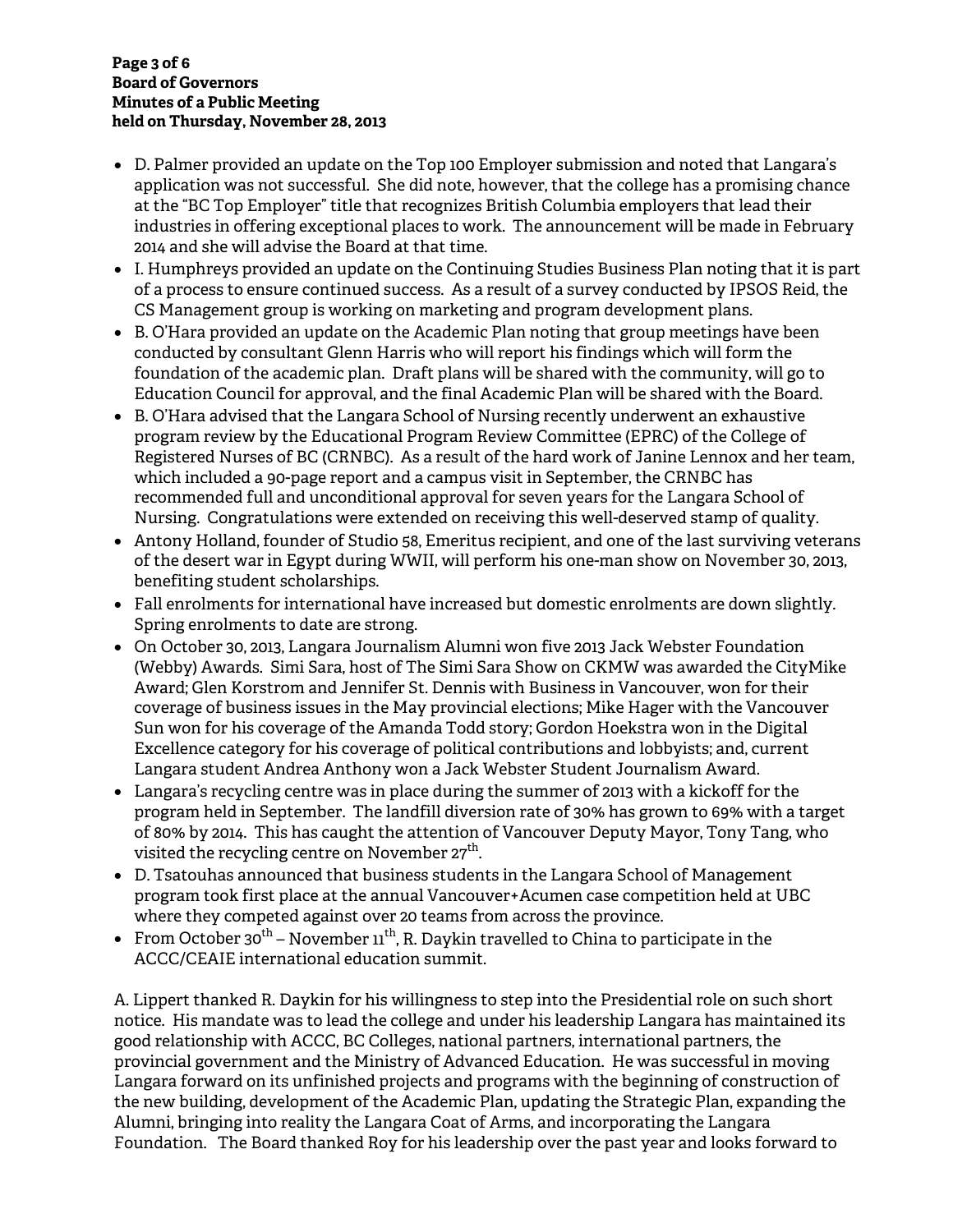- D. Palmer provided an update on the Top 100 Employer submission and noted that Langara's application was not successful. She did note, however, that the college has a promising chance at the "BC Top Employer" title that recognizes British Columbia employers that lead their industries in offering exceptional places to work. The announcement will be made in February 2014 and she will advise the Board at that time.
- I. Humphreys provided an update on the Continuing Studies Business Plan noting that it is part of a process to ensure continued success. As a result of a survey conducted by IPSOS Reid, the CS Management group is working on marketing and program development plans.
- B. O'Hara provided an update on the Academic Plan noting that group meetings have been conducted by consultant Glenn Harris who will report his findings which will form the foundation of the academic plan. Draft plans will be shared with the community, will go to Education Council for approval, and the final Academic Plan will be shared with the Board.
- B. O'Hara advised that the Langara School of Nursing recently underwent an exhaustive program review by the Educational Program Review Committee (EPRC) of the College of Registered Nurses of BC (CRNBC). As a result of the hard work of Janine Lennox and her team, which included a 90-page report and a campus visit in September, the CRNBC has recommended full and unconditional approval for seven years for the Langara School of Nursing. Congratulations were extended on receiving this well-deserved stamp of quality.
- Antony Holland, founder of Studio 58, Emeritus recipient, and one of the last surviving veterans of the desert war in Egypt during WWII, will perform his one-man show on November 30, 2013, benefiting student scholarships.
- Fall enrolments for international have increased but domestic enrolments are down slightly. Spring enrolments to date are strong.
- On October 30, 2013, Langara Journalism Alumni won five 2013 Jack Webster Foundation (Webby) Awards. Simi Sara, host of The Simi Sara Show on CKMW was awarded the CityMike Award; Glen Korstrom and Jennifer St. Dennis with Business in Vancouver, won for their coverage of business issues in the May provincial elections; Mike Hager with the Vancouver Sun won for his coverage of the Amanda Todd story; Gordon Hoekstra won in the Digital Excellence category for his coverage of political contributions and lobbyists; and, current Langara student Andrea Anthony won a Jack Webster Student Journalism Award.
- Langara's recycling centre was in place during the summer of 2013 with a kickoff for the program held in September. The landfill diversion rate of 30% has grown to 69% with a target of 80% by 2014. This has caught the attention of Vancouver Deputy Mayor, Tony Tang, who visited the recycling centre on November 27th.
- D. Tsatouhas announced that business students in the Langara School of Management program took first place at the annual Vancouver+Acumen case competition held at UBC where they competed against over 20 teams from across the province.
- From October 30th – November 11th, R. Daykin travelled to China to participate in the ACCC/CEAIE international education summit.

A. Lippert thanked R. Daykin for his willingness to step into the Presidential role on such short notice. His mandate was to lead the college and under his leadership Langara has maintained its good relationship with ACCC, BC Colleges, national partners, international partners, the provincial government and the Ministry of Advanced Education. He was successful in moving Langara forward on its unfinished projects and programs with the beginning of construction of the new building, development of the Academic Plan, updating the Strategic Plan, expanding the Alumni, bringing into reality the Langara Coat of Arms, and incorporating the Langara Foundation. The Board thanked Roy for his leadership over the past year and looks forward to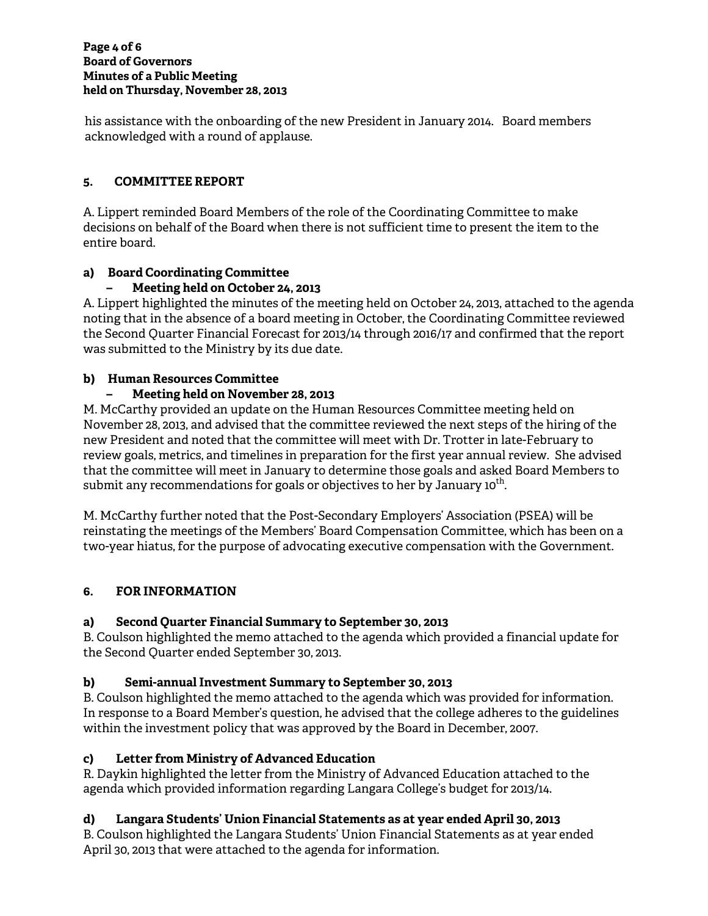his assistance with the onboarding of the new President in January 2014. Board members acknowledged with a round of applause.

## 5. COMMITTEE REPORT

A. Lippert reminded Board Members of the role of the Coordinating Committee to make decisions on behalf of the Board when there is not sufficient time to present the item to the entire board.

### a) Board Coordinating Committee
### – Meeting held on October 24, 2013

A. Lippert highlighted the minutes of the meeting held on October 24, 2013, attached to the agenda noting that in the absence of a board meeting in October, the Coordinating Committee reviewed the Second Quarter Financial Forecast for 2013/14 through 2016/17 and confirmed that the report was submitted to the Ministry by its due date.

### b) Human Resources Committee
### – Meeting held on November 28, 2013

M. McCarthy provided an update on the Human Resources Committee meeting held on November 28, 2013, and advised that the committee reviewed the next steps of the hiring of the new President and noted that the committee will meet with Dr. Trotter in late-February to review goals, metrics, and timelines in preparation for the first year annual review. She advised that the committee will meet in January to determine those goals and asked Board Members to submit any recommendations for goals or objectives to her by January 10th.

M. McCarthy further noted that the Post-Secondary Employers' Association (PSEA) will be reinstating the meetings of the Members' Board Compensation Committee, which has been on a two-year hiatus, for the purpose of advocating executive compensation with the Government.

## 6. FOR INFORMATION

### a) Second Quarter Financial Summary to September 30, 2013

B. Coulson highlighted the memo attached to the agenda which provided a financial update for the Second Quarter ended September 30, 2013.

### b) Semi-annual Investment Summary to September 30, 2013

B. Coulson highlighted the memo attached to the agenda which was provided for information. In response to a Board Member's question, he advised that the college adheres to the guidelines within the investment policy that was approved by the Board in December, 2007.

### c) Letter from Ministry of Advanced Education

R. Daykin highlighted the letter from the Ministry of Advanced Education attached to the agenda which provided information regarding Langara College's budget for 2013/14.

### d) Langara Students' Union Financial Statements as at year ended April 30, 2013

B. Coulson highlighted the Langara Students' Union Financial Statements as at year ended April 30, 2013 that were attached to the agenda for information.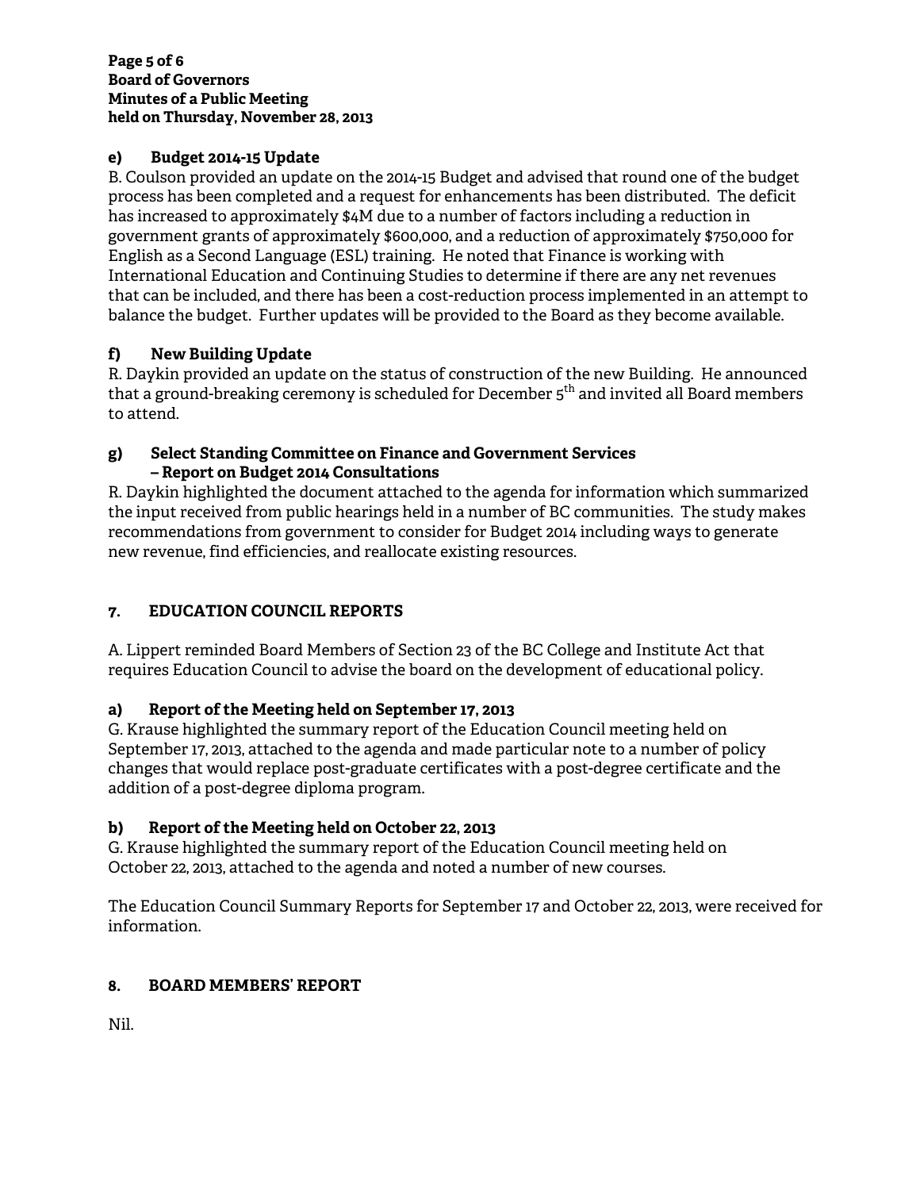**e) Budget 2014-15 Update**

B. Coulson provided an update on the 2014-15 Budget and advised that round one of the budget process has been completed and a request for enhancements has been distributed. The deficit has increased to approximately $4M due to a number of factors including a reduction in government grants of approximately $600,000, and a reduction of approximately $750,000 for English as a Second Language (ESL) training. He noted that Finance is working with International Education and Continuing Studies to determine if there are any net revenues that can be included, and there has been a cost-reduction process implemented in an attempt to balance the budget. Further updates will be provided to the Board as they become available.

**f) New Building Update**

R. Daykin provided an update on the status of construction of the new Building. He announced that a ground-breaking ceremony is scheduled for December 5th and invited all Board members to attend.

**g) Select Standing Committee on Finance and Government Services – Report on Budget 2014 Consultations**

R. Daykin highlighted the document attached to the agenda for information which summarized the input received from public hearings held in a number of BC communities. The study makes recommendations from government to consider for Budget 2014 including ways to generate new revenue, find efficiencies, and reallocate existing resources.

## 7. EDUCATION COUNCIL REPORTS

A. Lippert reminded Board Members of Section 23 of the BC College and Institute Act that requires Education Council to advise the board on the development of educational policy.

**a) Report of the Meeting held on September 17, 2013**

G. Krause highlighted the summary report of the Education Council meeting held on September 17, 2013, attached to the agenda and made particular note to a number of policy changes that would replace post-graduate certificates with a post-degree certificate and the addition of a post-degree diploma program.

**b) Report of the Meeting held on October 22, 2013**

G. Krause highlighted the summary report of the Education Council meeting held on October 22, 2013, attached to the agenda and noted a number of new courses.

The Education Council Summary Reports for September 17 and October 22, 2013, were received for information.

## 8. BOARD MEMBERS' REPORT

Nil.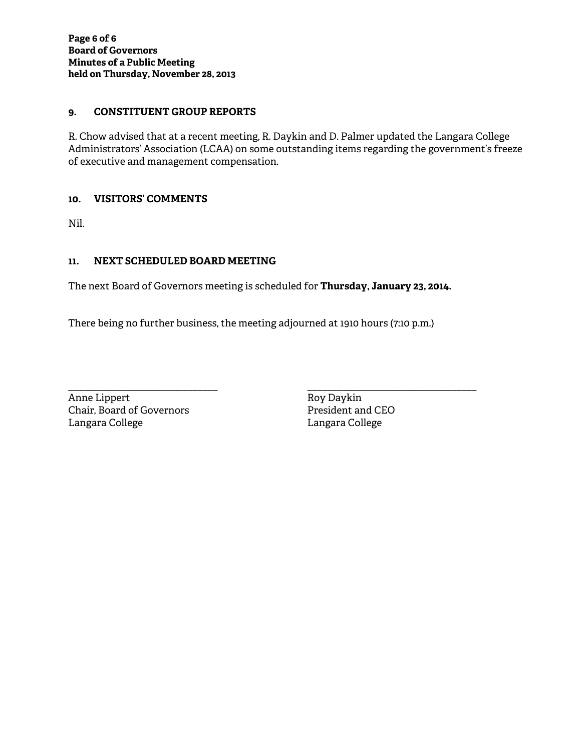## 9. CONSTITUENT GROUP REPORTS

R. Chow advised that at a recent meeting, R. Daykin and D. Palmer updated the Langara College Administrators' Association (LCAA) on some outstanding items regarding the government's freeze of executive and management compensation.

## 10. VISITORS' COMMENTS

Nil.

## 11. NEXT SCHEDULED BOARD MEETING

The next Board of Governors meeting is scheduled for **Thursday, January 23, 2014.**

There being no further business, the meeting adjourned at 1910 hours (7:10 p.m.)

_______________________________

Anne Lippert
Chair, Board of Governors
Langara College

_______________________________

Roy Daykin
President and CEO
Langara College